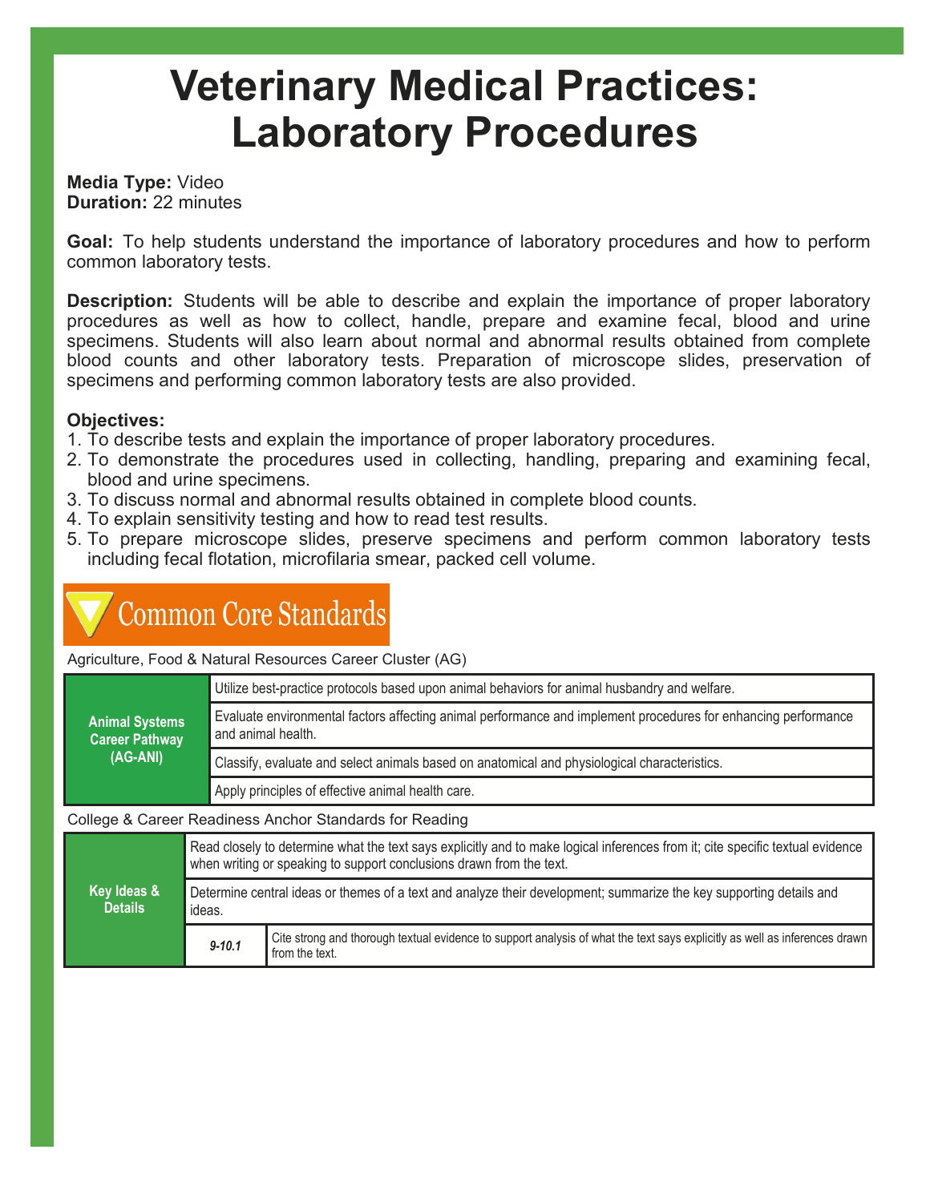# Veterinary Medical Practices: Laboratory Procedures

**Media Type:** Video
**Duration:** 22 minutes

**Goal:** To help students understand the importance of laboratory procedures and how to perform common laboratory tests.

**Description:** Students will be able to describe and explain the importance of proper laboratory procedures as well as how to collect, handle, prepare and examine fecal, blood and urine specimens. Students will also learn about normal and abnormal results obtained from complete blood counts and other laboratory tests. Preparation of microscope slides, preservation of specimens and performing common laboratory tests are also provided.

**Objectives:**

1. To describe tests and explain the importance of proper laboratory procedures.
2. To demonstrate the procedures used in collecting, handling, preparing and examining fecal, blood and urine specimens.
3. To discuss normal and abnormal results obtained in complete blood counts.
4. To explain sensitivity testing and how to read test results.
5. To prepare microscope slides, preserve specimens and perform common laboratory tests including fecal flotation, microfilaria smear, packed cell volume.

## Common Core Standards

Agriculture, Food & Natural Resources Career Cluster (AG)

| Animal Systems Career Pathway (AG-ANI) | |
|---|---|
| | Utilize best-practice protocols based upon animal behaviors for animal husbandry and welfare. |
| | Evaluate environmental factors affecting animal performance and implement procedures for enhancing performance and animal health. |
| | Classify, evaluate and select animals based on anatomical and physiological characteristics. |
| | Apply principles of effective animal health care. |

College & Career Readiness Anchor Standards for Reading

| Key Ideas & Details | | |
|---|---|---|
| | Read closely to determine what the text says explicitly and to make logical inferences from it; cite specific textual evidence when writing or speaking to support conclusions drawn from the text. | |
| | Determine central ideas or themes of a text and analyze their development; summarize the key supporting details and ideas. | |
| | *9-10.1* | Cite strong and thorough textual evidence to support analysis of what the text says explicitly as well as inferences drawn from the text. |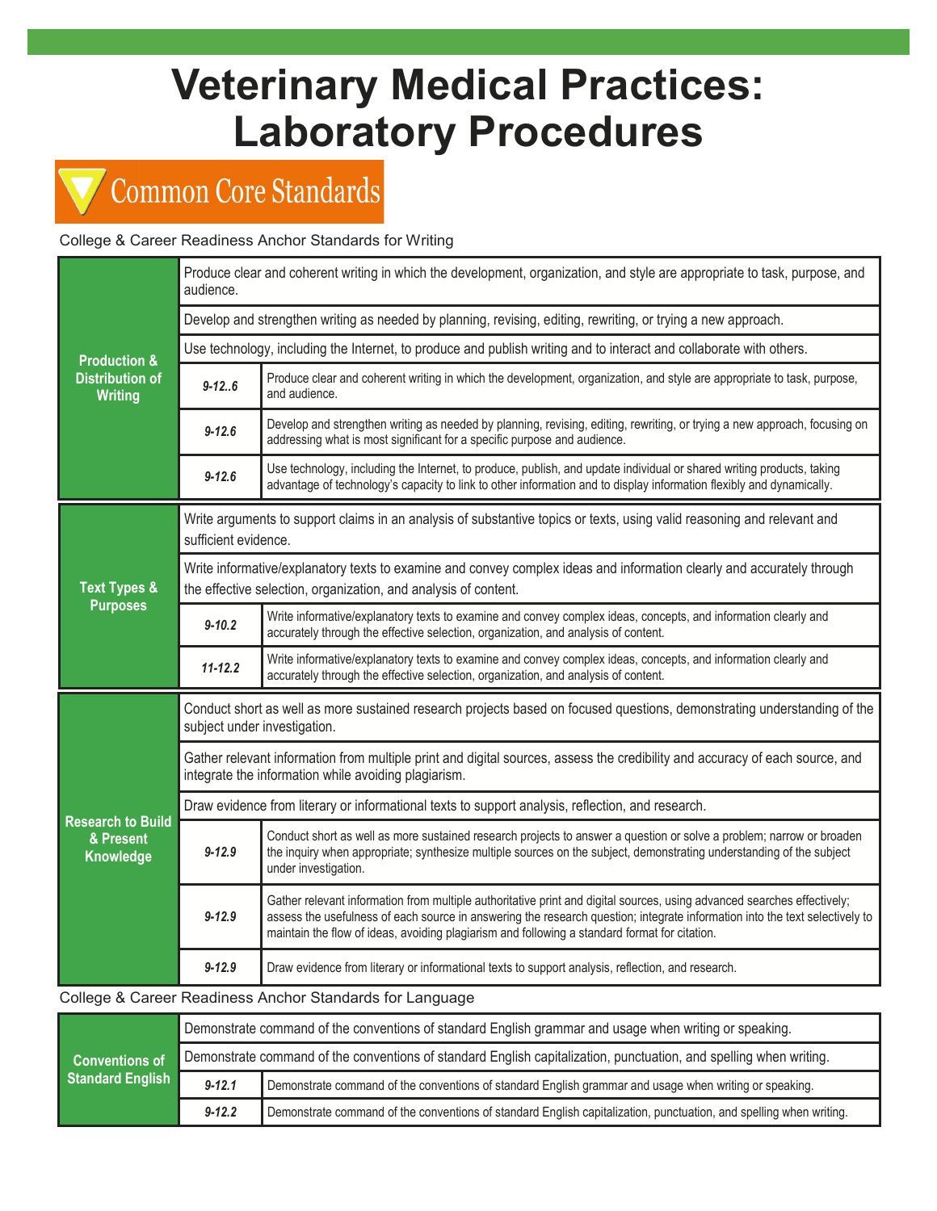# Veterinary Medical Practices: Laboratory Procedures

## Common Core Standards

College & Career Readiness Anchor Standards for Writing

| | | |
|---|---|---|
| **Production & Distribution of Writing** | Produce clear and coherent writing in which the development, organization, and style are appropriate to task, purpose, and audience. | |
| | Develop and strengthen writing as needed by planning, revising, editing, rewriting, or trying a new approach. | |
| | Use technology, including the Internet, to produce and publish writing and to interact and collaborate with others. | |
| | *9-12..6* | Produce clear and coherent writing in which the development, organization, and style are appropriate to task, purpose, and audience. |
| | *9-12.6* | Develop and strengthen writing as needed by planning, revising, editing, rewriting, or trying a new approach, focusing on addressing what is most significant for a specific purpose and audience. |
| | *9-12.6* | Use technology, including the Internet, to produce, publish, and update individual or shared writing products, taking advantage of technology's capacity to link to other information and to display information flexibly and dynamically. |
| **Text Types & Purposes** | Write arguments to support claims in an analysis of substantive topics or texts, using valid reasoning and relevant and sufficient evidence. | |
| | Write informative/explanatory texts to examine and convey complex ideas and information clearly and accurately through the effective selection, organization, and analysis of content. | |
| | *9-10.2* | Write informative/explanatory texts to examine and convey complex ideas, concepts, and information clearly and accurately through the effective selection, organization, and analysis of content. |
| | *11-12.2* | Write informative/explanatory texts to examine and convey complex ideas, concepts, and information clearly and accurately through the effective selection, organization, and analysis of content. |
| **Research to Build & Present Knowledge** | Conduct short as well as more sustained research projects based on focused questions, demonstrating understanding of the subject under investigation. | |
| | Gather relevant information from multiple print and digital sources, assess the credibility and accuracy of each source, and integrate the information while avoiding plagiarism. | |
| | Draw evidence from literary or informational texts to support analysis, reflection, and research. | |
| | *9-12.9* | Conduct short as well as more sustained research projects to answer a question or solve a problem; narrow or broaden the inquiry when appropriate; synthesize multiple sources on the subject, demonstrating understanding of the subject under investigation. |
| | *9-12.9* | Gather relevant information from multiple authoritative print and digital sources, using advanced searches effectively; assess the usefulness of each source in answering the research question; integrate information into the text selectively to maintain the flow of ideas, avoiding plagiarism and following a standard format for citation. |
| | *9-12.9* | Draw evidence from literary or informational texts to support analysis, reflection, and research. |

College & Career Readiness Anchor Standards for Language

| | | |
|---|---|---|
| **Conventions of Standard English** | Demonstrate command of the conventions of standard English grammar and usage when writing or speaking. | |
| | Demonstrate command of the conventions of standard English capitalization, punctuation, and spelling when writing. | |
| | *9-12.1* | Demonstrate command of the conventions of standard English grammar and usage when writing or speaking. |
| | *9-12.2* | Demonstrate command of the conventions of standard English capitalization, punctuation, and spelling when writing. |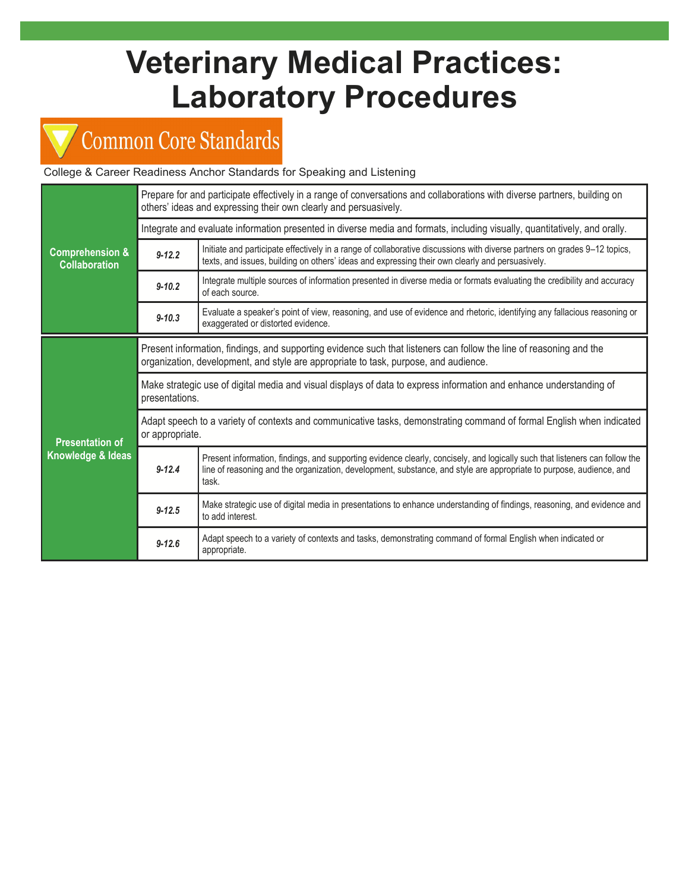# Veterinary Medical Practices: Laboratory Procedures

## Common Core Standards

College & Career Readiness Anchor Standards for Speaking and Listening

| Category | Standard | Description |
|---|---|---|
| **Comprehension & Collaboration** | Prepare for and participate effectively in a range of conversations and collaborations with diverse partners, building on others' ideas and expressing their own clearly and persuasively. | |
| | Integrate and evaluate information presented in diverse media and formats, including visually, quantitatively, and orally. | |
| | *9-12.2* | Initiate and participate effectively in a range of collaborative discussions with diverse partners on grades 9–12 topics, texts, and issues, building on others' ideas and expressing their own clearly and persuasively. |
| | *9-10.2* | Integrate multiple sources of information presented in diverse media or formats evaluating the credibility and accuracy of each source. |
| | *9-10.3* | Evaluate a speaker's point of view, reasoning, and use of evidence and rhetoric, identifying any fallacious reasoning or exaggerated or distorted evidence. |
| **Presentation of Knowledge & Ideas** | Present information, findings, and supporting evidence such that listeners can follow the line of reasoning and the organization, development, and style are appropriate to task, purpose, and audience. | |
| | Make strategic use of digital media and visual displays of data to express information and enhance understanding of presentations. | |
| | Adapt speech to a variety of contexts and communicative tasks, demonstrating command of formal English when indicated or appropriate. | |
| | *9-12.4* | Present information, findings, and supporting evidence clearly, concisely, and logically such that listeners can follow the line of reasoning and the organization, development, substance, and style are appropriate to purpose, audience, and task. |
| | *9-12.5* | Make strategic use of digital media in presentations to enhance understanding of findings, reasoning, and evidence and to add interest. |
| | *9-12.6* | Adapt speech to a variety of contexts and tasks, demonstrating command of formal English when indicated or appropriate. |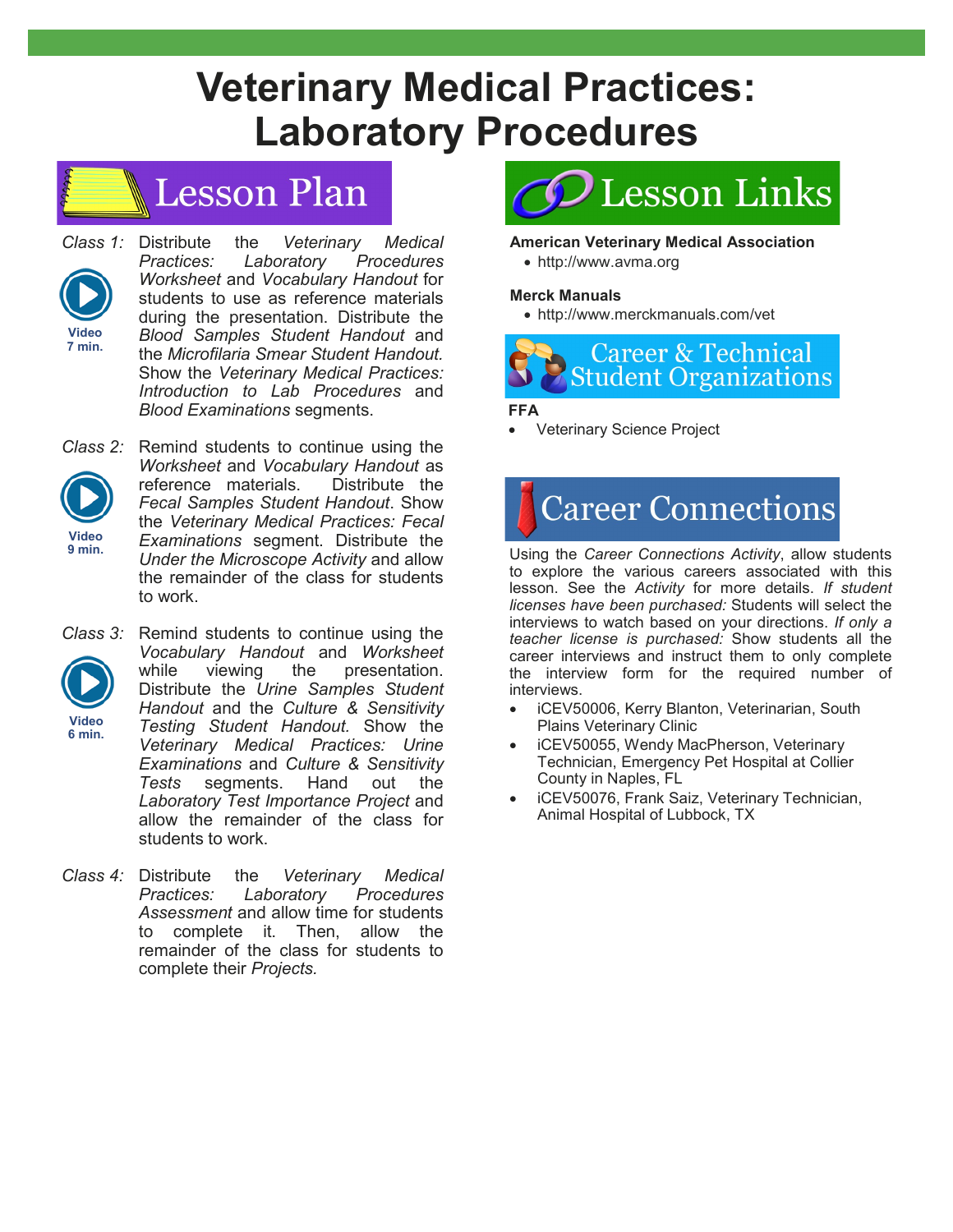# Veterinary Medical Practices: Laboratory Procedures

## Lesson Plan

*Class 1:* Distribute the *Veterinary Medical Practices: Laboratory Procedures Worksheet* and *Vocabulary Handout* for students to use as reference materials during the presentation. Distribute the *Blood Samples Student Handout* and the *Microfilaria Smear Student Handout.* Show the *Veterinary Medical Practices: Introduction to Lab Procedures* and *Blood Examinations* segments.

**Video 7 min.**

*Class 2:* Remind students to continue using the *Worksheet* and *Vocabulary Handout* as reference materials. Distribute the *Fecal Samples Student Handout*. Show the *Veterinary Medical Practices: Fecal Examinations* segment. Distribute the *Under the Microscope Activity* and allow the remainder of the class for students to work.

**Video 9 min.**

*Class 3:* Remind students to continue using the *Vocabulary Handout* and *Worksheet* while viewing the presentation. Distribute the *Urine Samples Student Handout* and the *Culture & Sensitivity Testing Student Handout.* Show the *Veterinary Medical Practices: Urine Examinations* and *Culture & Sensitivity Tests* segments. Hand out the *Laboratory Test Importance Project* and allow the remainder of the class for students to work.

**Video 6 min.**

*Class 4:* Distribute the *Veterinary Medical Practices: Laboratory Procedures Assessment* and allow time for students to complete it. Then, allow the remainder of the class for students to complete their *Projects.*

## Lesson Links

**American Veterinary Medical Association**

- http://www.avma.org

**Merck Manuals**

- http://www.merckmanuals.com/vet

## Career & Technical Student Organizations

**FFA**

- Veterinary Science Project

## Career Connections

Using the *Career Connections Activity*, allow students to explore the various careers associated with this lesson. See the *Activity* for more details. *If student licenses have been purchased:* Students will select the interviews to watch based on your directions. *If only a teacher license is purchased:* Show students all the career interviews and instruct them to only complete the interview form for the required number of interviews.

- iCEV50006, Kerry Blanton, Veterinarian, South Plains Veterinary Clinic
- iCEV50055, Wendy MacPherson, Veterinary Technician, Emergency Pet Hospital at Collier County in Naples, FL
- iCEV50076, Frank Saiz, Veterinary Technician, Animal Hospital of Lubbock, TX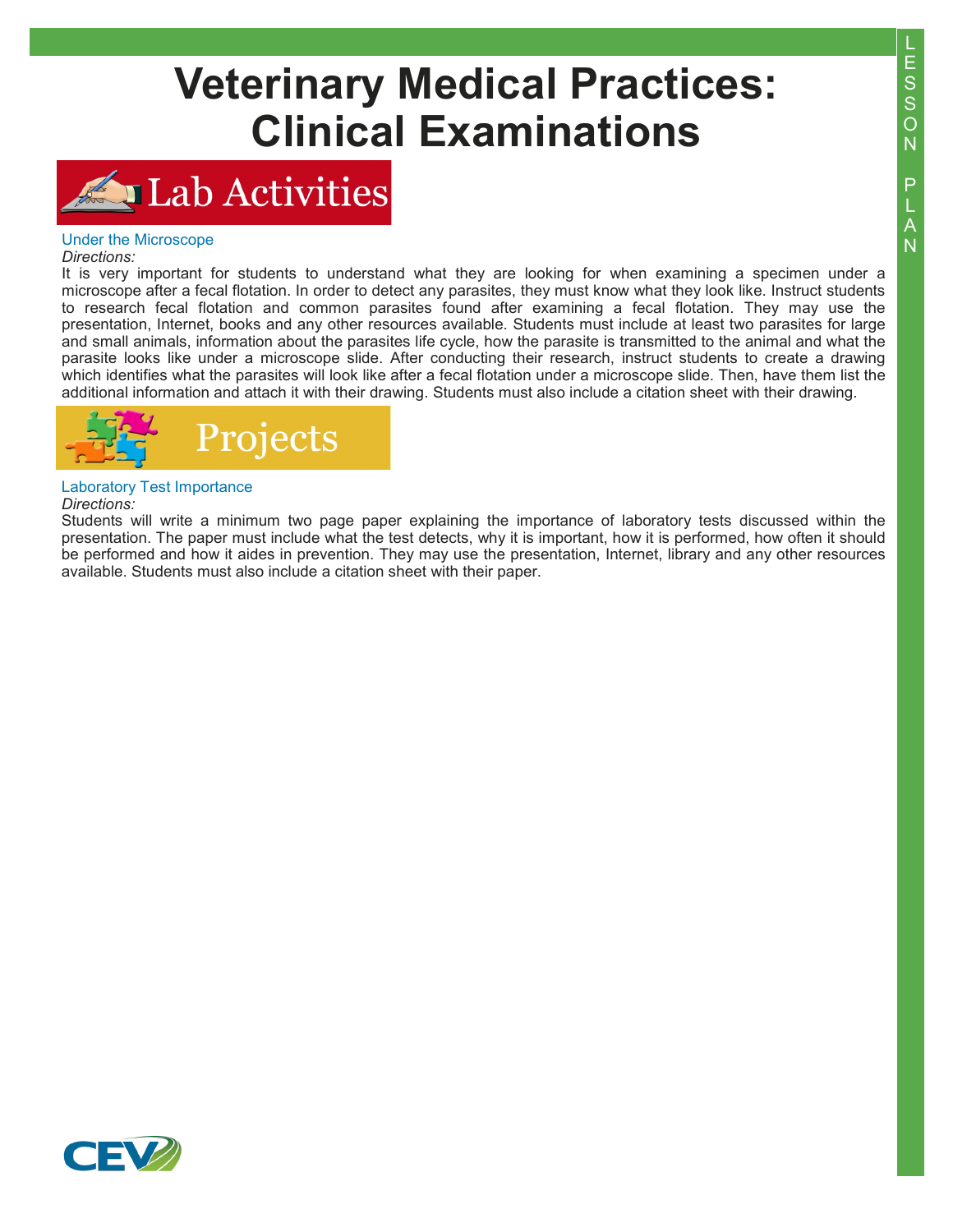# Veterinary Medical Practices: Clinical Examinations

## Lab Activities

### Under the Microscope

*Directions:*

It is very important for students to understand what they are looking for when examining a specimen under a microscope after a fecal flotation. In order to detect any parasites, they must know what they look like. Instruct students to research fecal flotation and common parasites found after examining a fecal flotation. They may use the presentation, Internet, books and any other resources available. Students must include at least two parasites for large and small animals, information about the parasites life cycle, how the parasite is transmitted to the animal and what the parasite looks like under a microscope slide. After conducting their research, instruct students to create a drawing which identifies what the parasites will look like after a fecal flotation under a microscope slide. Then, have them list the additional information and attach it with their drawing. Students must also include a citation sheet with their drawing.

## Projects

### Laboratory Test Importance

*Directions:*

Students will write a minimum two page paper explaining the importance of laboratory tests discussed within the presentation. The paper must include what the test detects, why it is important, how it is performed, how often it should be performed and how it aides in prevention. They may use the presentation, Internet, library and any other resources available. Students must also include a citation sheet with their paper.